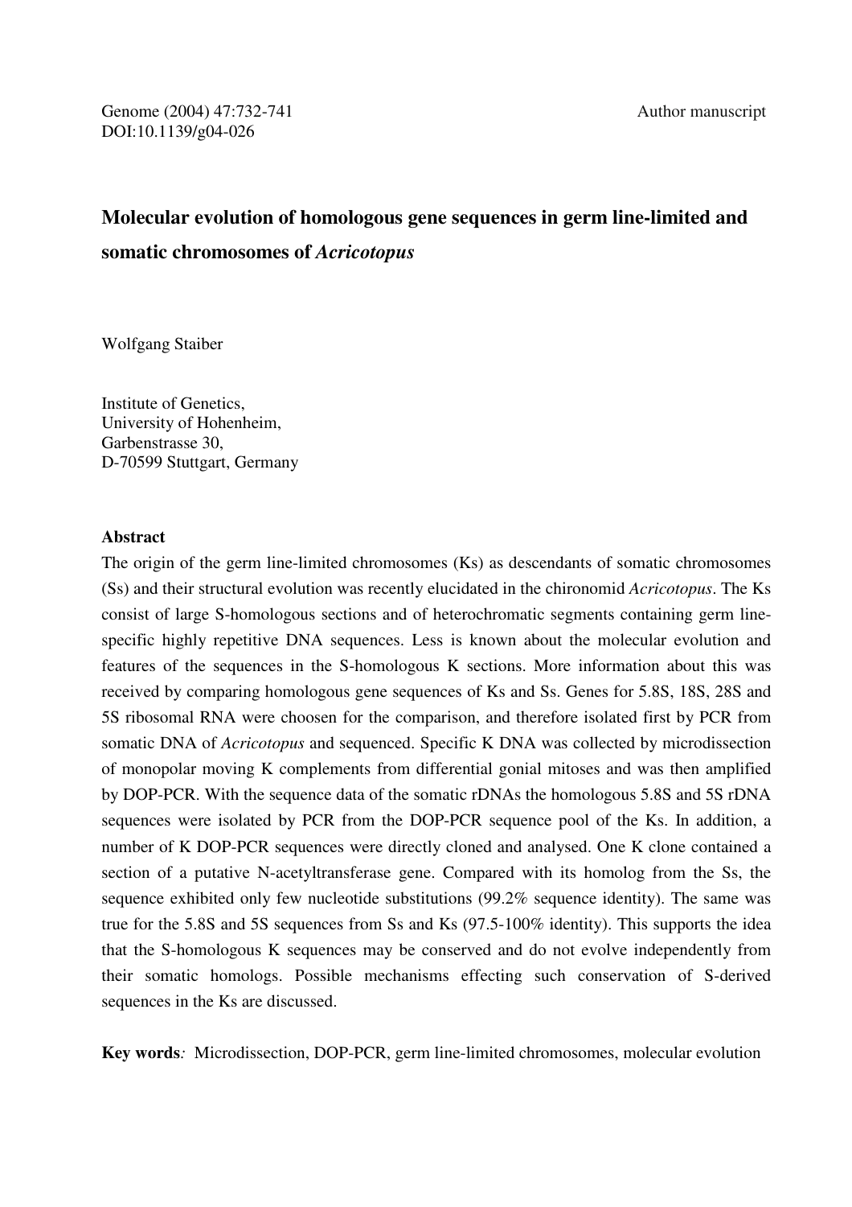Genome (2004) 47:732-741 Author manuscript
DOI:10.1139/g04-026

# Molecular evolution of homologous gene sequences in germ line-limited and somatic chromosomes of *Acricotopus*

Wolfgang Staiber

Institute of Genetics,
University of Hohenheim,
Garbenstrasse 30,
D-70599 Stuttgart, Germany

**Abstract**

The origin of the germ line-limited chromosomes (Ks) as descendants of somatic chromosomes (Ss) and their structural evolution was recently elucidated in the chironomid *Acricotopus*. The Ks consist of large S-homologous sections and of heterochromatic segments containing germ line-specific highly repetitive DNA sequences. Less is known about the molecular evolution and features of the sequences in the S-homologous K sections. More information about this was received by comparing homologous gene sequences of Ks and Ss. Genes for 5.8S, 18S, 28S and 5S ribosomal RNA were choosen for the comparison, and therefore isolated first by PCR from somatic DNA of *Acricotopus* and sequenced. Specific K DNA was collected by microdissection of monopolar moving K complements from differential gonial mitoses and was then amplified by DOP-PCR. With the sequence data of the somatic rDNAs the homologous 5.8S and 5S rDNA sequences were isolated by PCR from the DOP-PCR sequence pool of the Ks. In addition, a number of K DOP-PCR sequences were directly cloned and analysed. One K clone contained a section of a putative N-acetyltransferase gene. Compared with its homolog from the Ss, the sequence exhibited only few nucleotide substitutions (99.2% sequence identity). The same was true for the 5.8S and 5S sequences from Ss and Ks (97.5-100% identity). This supports the idea that the S-homologous K sequences may be conserved and do not evolve independently from their somatic homologs. Possible mechanisms effecting such conservation of S-derived sequences in the Ks are discussed.

**Key words***:* Microdissection, DOP-PCR, germ line-limited chromosomes, molecular evolution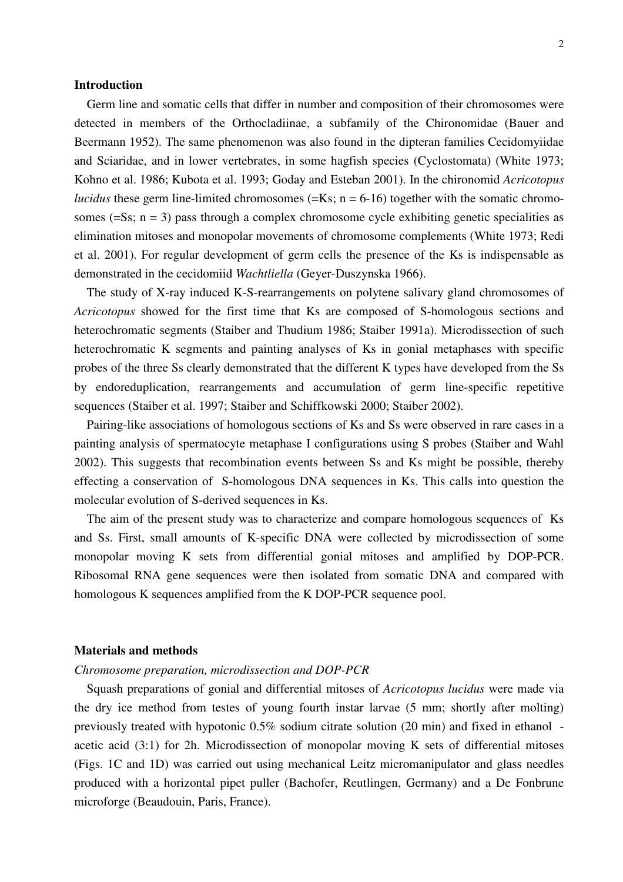## Introduction

Germ line and somatic cells that differ in number and composition of their chromosomes were detected in members of the Orthocladiinae, a subfamily of the Chironomidae (Bauer and Beermann 1952). The same phenomenon was also found in the dipteran families Cecidomyiidae and Sciaridae, and in lower vertebrates, in some hagfish species (Cyclostomata) (White 1973; Kohno et al. 1986; Kubota et al. 1993; Goday and Esteban 2001). In the chironomid *Acricotopus lucidus* these germ line-limited chromosomes (=Ks; n = 6-16) together with the somatic chromosomes (=Ss; n = 3) pass through a complex chromosome cycle exhibiting genetic specialities as elimination mitoses and monopolar movements of chromosome complements (White 1973; Redi et al. 2001). For regular development of germ cells the presence of the Ks is indispensable as demonstrated in the cecidomiid *Wachtliella* (Geyer-Duszynska 1966).

The study of X-ray induced K-S-rearrangements on polytene salivary gland chromosomes of *Acricotopus* showed for the first time that Ks are composed of S-homologous sections and heterochromatic segments (Staiber and Thudium 1986; Staiber 1991a). Microdissection of such heterochromatic K segments and painting analyses of Ks in gonial metaphases with specific probes of the three Ss clearly demonstrated that the different K types have developed from the Ss by endoreduplication, rearrangements and accumulation of germ line-specific repetitive sequences (Staiber et al. 1997; Staiber and Schiffkowski 2000; Staiber 2002).

Pairing-like associations of homologous sections of Ks and Ss were observed in rare cases in a painting analysis of spermatocyte metaphase I configurations using S probes (Staiber and Wahl 2002). This suggests that recombination events between Ss and Ks might be possible, thereby effecting a conservation of S-homologous DNA sequences in Ks. This calls into question the molecular evolution of S-derived sequences in Ks.

The aim of the present study was to characterize and compare homologous sequences of Ks and Ss. First, small amounts of K-specific DNA were collected by microdissection of some monopolar moving K sets from differential gonial mitoses and amplified by DOP-PCR. Ribosomal RNA gene sequences were then isolated from somatic DNA and compared with homologous K sequences amplified from the K DOP-PCR sequence pool.

## Materials and methods

### *Chromosome preparation, microdissection and DOP-PCR*

Squash preparations of gonial and differential mitoses of *Acricotopus lucidus* were made via the dry ice method from testes of young fourth instar larvae (5 mm; shortly after molting) previously treated with hypotonic 0.5% sodium citrate solution (20 min) and fixed in ethanol - acetic acid (3:1) for 2h. Microdissection of monopolar moving K sets of differential mitoses (Figs. 1C and 1D) was carried out using mechanical Leitz micromanipulator and glass needles produced with a horizontal pipet puller (Bachofer, Reutlingen, Germany) and a De Fonbrune microforge (Beaudouin, Paris, France).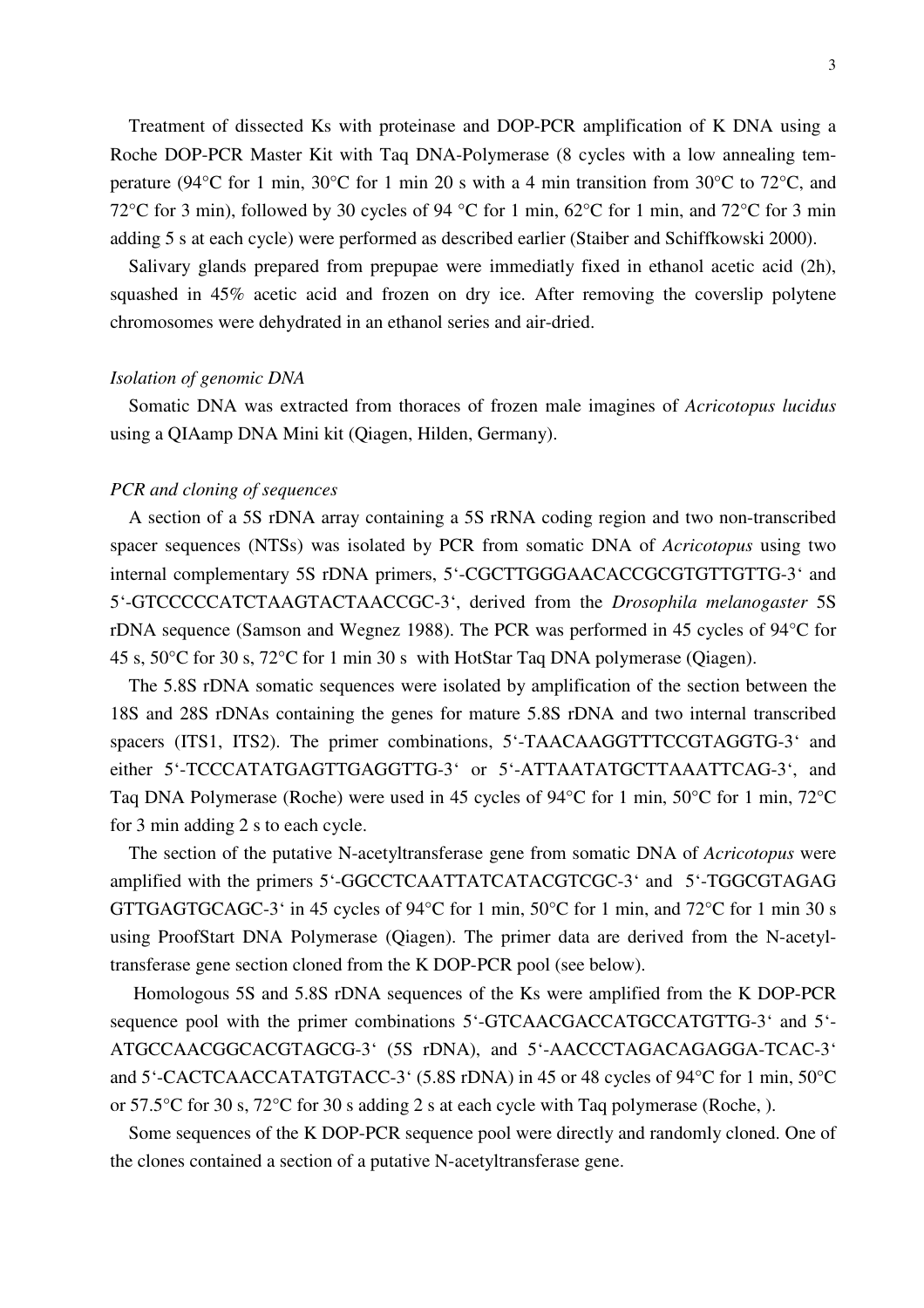Treatment of dissected Ks with proteinase and DOP-PCR amplification of K DNA using a Roche DOP-PCR Master Kit with Taq DNA-Polymerase (8 cycles with a low annealing temperature (94°C for 1 min, 30°C for 1 min 20 s with a 4 min transition from 30°C to 72°C, and 72°C for 3 min), followed by 30 cycles of 94 °C for 1 min, 62°C for 1 min, and 72°C for 3 min adding 5 s at each cycle) were performed as described earlier (Staiber and Schiffkowski 2000).

Salivary glands prepared from prepupae were immediatly fixed in ethanol acetic acid (2h), squashed in 45% acetic acid and frozen on dry ice. After removing the coverslip polytene chromosomes were dehydrated in an ethanol series and air-dried.

*Isolation of genomic DNA*

Somatic DNA was extracted from thoraces of frozen male imagines of *Acricotopus lucidus* using a QIAamp DNA Mini kit (Qiagen, Hilden, Germany).

*PCR and cloning of sequences*

A section of a 5S rDNA array containing a 5S rRNA coding region and two non-transcribed spacer sequences (NTSs) was isolated by PCR from somatic DNA of *Acricotopus* using two internal complementary 5S rDNA primers, 5'-CGCTTGGGAACACCGCGTGTTGTTG-3' and 5'-GTCCCCCATCTAAGTACTAACCGC-3', derived from the *Drosophila melanogaster* 5S rDNA sequence (Samson and Wegnez 1988). The PCR was performed in 45 cycles of 94°C for 45 s, 50°C for 30 s, 72°C for 1 min 30 s with HotStar Taq DNA polymerase (Qiagen).

The 5.8S rDNA somatic sequences were isolated by amplification of the section between the 18S and 28S rDNAs containing the genes for mature 5.8S rDNA and two internal transcribed spacers (ITS1, ITS2). The primer combinations, 5'-TAACAAGGTTTCCGTAGGTG-3' and either 5'-TCCCATATGAGTTGAGGTTG-3' or 5'-ATTAATATGCTTAAATTCAG-3', and Taq DNA Polymerase (Roche) were used in 45 cycles of 94°C for 1 min, 50°C for 1 min, 72°C for 3 min adding 2 s to each cycle.

The section of the putative N-acetyltransferase gene from somatic DNA of *Acricotopus* were amplified with the primers 5'-GGCCTCAATTATCATACGTCGC-3' and 5'-TGGCGTAGAG GTTGAGTGCAGC-3' in 45 cycles of 94°C for 1 min, 50°C for 1 min, and 72°C for 1 min 30 s using ProofStart DNA Polymerase (Qiagen). The primer data are derived from the N-acetyltransferase gene section cloned from the K DOP-PCR pool (see below).

Homologous 5S and 5.8S rDNA sequences of the Ks were amplified from the K DOP-PCR sequence pool with the primer combinations 5'-GTCAACGACCATGCCATGTTG-3' and 5'-ATGCCAACGGCACGTAGCG-3' (5S rDNA), and 5'-AACCCTAGACAGAGGA-TCAC-3' and 5'-CACTCAACCATATGTACC-3' (5.8S rDNA) in 45 or 48 cycles of 94°C for 1 min, 50°C or 57.5°C for 30 s, 72°C for 30 s adding 2 s at each cycle with Taq polymerase (Roche, ).

Some sequences of the K DOP-PCR sequence pool were directly and randomly cloned. One of the clones contained a section of a putative N-acetyltransferase gene.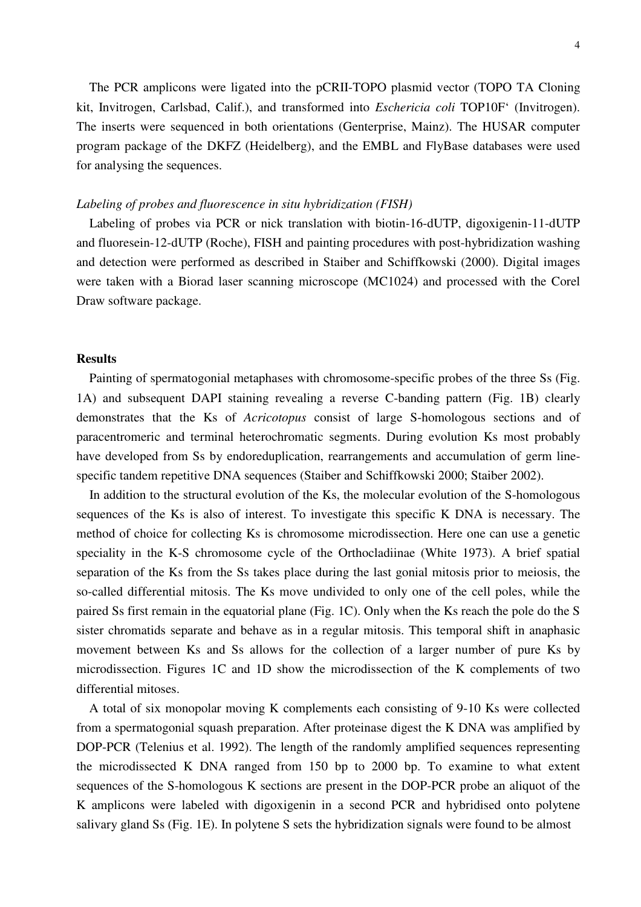The PCR amplicons were ligated into the pCRII-TOPO plasmid vector (TOPO TA Cloning kit, Invitrogen, Carlsbad, Calif.), and transformed into *Eschericia coli* TOP10F‘ (Invitrogen). The inserts were sequenced in both orientations (Genterprise, Mainz). The HUSAR computer program package of the DKFZ (Heidelberg), and the EMBL and FlyBase databases were used for analysing the sequences.

*Labeling of probes and fluorescence in situ hybridization (FISH)*

Labeling of probes via PCR or nick translation with biotin-16-dUTP, digoxigenin-11-dUTP and fluoresein-12-dUTP (Roche), FISH and painting procedures with post-hybridization washing and detection were performed as described in Staiber and Schiffkowski (2000). Digital images were taken with a Biorad laser scanning microscope (MC1024) and processed with the Corel Draw software package.

## Results

Painting of spermatogonial metaphases with chromosome-specific probes of the three Ss (Fig. 1A) and subsequent DAPI staining revealing a reverse C-banding pattern (Fig. 1B) clearly demonstrates that the Ks of *Acricotopus* consist of large S-homologous sections and of paracentromeric and terminal heterochromatic segments. During evolution Ks most probably have developed from Ss by endoreduplication, rearrangements and accumulation of germ line-specific tandem repetitive DNA sequences (Staiber and Schiffkowski 2000; Staiber 2002).

In addition to the structural evolution of the Ks, the molecular evolution of the S-homologous sequences of the Ks is also of interest. To investigate this specific K DNA is necessary. The method of choice for collecting Ks is chromosome microdissection. Here one can use a genetic speciality in the K-S chromosome cycle of the Orthocladiinae (White 1973). A brief spatial separation of the Ks from the Ss takes place during the last gonial mitosis prior to meiosis, the so-called differential mitosis. The Ks move undivided to only one of the cell poles, while the paired Ss first remain in the equatorial plane (Fig. 1C). Only when the Ks reach the pole do the S sister chromatids separate and behave as in a regular mitosis. This temporal shift in anaphasic movement between Ks and Ss allows for the collection of a larger number of pure Ks by microdissection. Figures 1C and 1D show the microdissection of the K complements of two differential mitoses.

A total of six monopolar moving K complements each consisting of 9-10 Ks were collected from a spermatogonial squash preparation. After proteinase digest the K DNA was amplified by DOP-PCR (Telenius et al. 1992). The length of the randomly amplified sequences representing the microdissected K DNA ranged from 150 bp to 2000 bp. To examine to what extent sequences of the S-homologous K sections are present in the DOP-PCR probe an aliquot of the K amplicons were labeled with digoxigenin in a second PCR and hybridised onto polytene salivary gland Ss (Fig. 1E). In polytene S sets the hybridization signals were found to be almost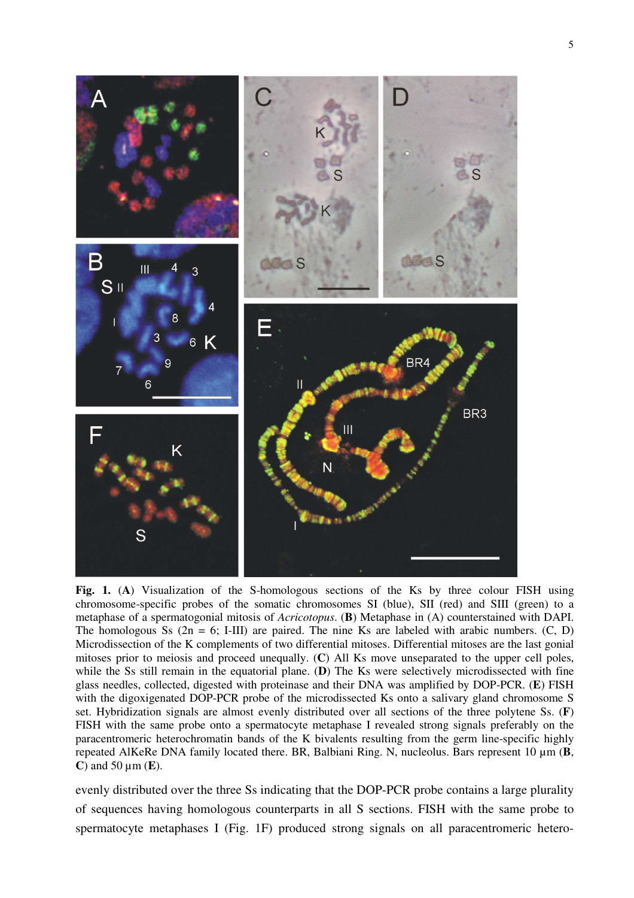**Fig. 1.** (**A**) Visualization of the S-homologous sections of the Ks by three colour FISH using chromosome-specific probes of the somatic chromosomes SI (blue), SII (red) and SIII (green) to a metaphase of a spermatogonial mitosis of *Acricotopus*. (**B**) Metaphase in (A) counterstained with DAPI. The homologous Ss (2n = 6; I-III) are paired. The nine Ks are labeled with arabic numbers. (C, D) Microdissection of the K complements of two differential mitoses. Differential mitoses are the last gonial mitoses prior to meiosis and proceed unequally. (**C**) All Ks move unseparated to the upper cell poles, while the Ss still remain in the equatorial plane. (**D**) The Ks were selectively microdissected with fine glass needles, collected, digested with proteinase and their DNA was amplified by DOP-PCR. (**E**) FISH with the digoxigenated DOP-PCR probe of the microdissected Ks onto a salivary gland chromosome S set. Hybridization signals are almost evenly distributed over all sections of the three polytene Ss. (**F**) FISH with the same probe onto a spermatocyte metaphase I revealed strong signals preferably on the paracentromeric heterochromatin bands of the K bivalents resulting from the germ line-specific highly repeated AlKeRe DNA family located there. BR, Balbiani Ring. N, nucleolus. Bars represent 10 µm (**B**, **C**) and 50 µm (**E**).

evenly distributed over the three Ss indicating that the DOP-PCR probe contains a large plurality of sequences having homologous counterparts in all S sections. FISH with the same probe to spermatocyte metaphases I (Fig. 1F) produced strong signals on all paracentromeric hetero-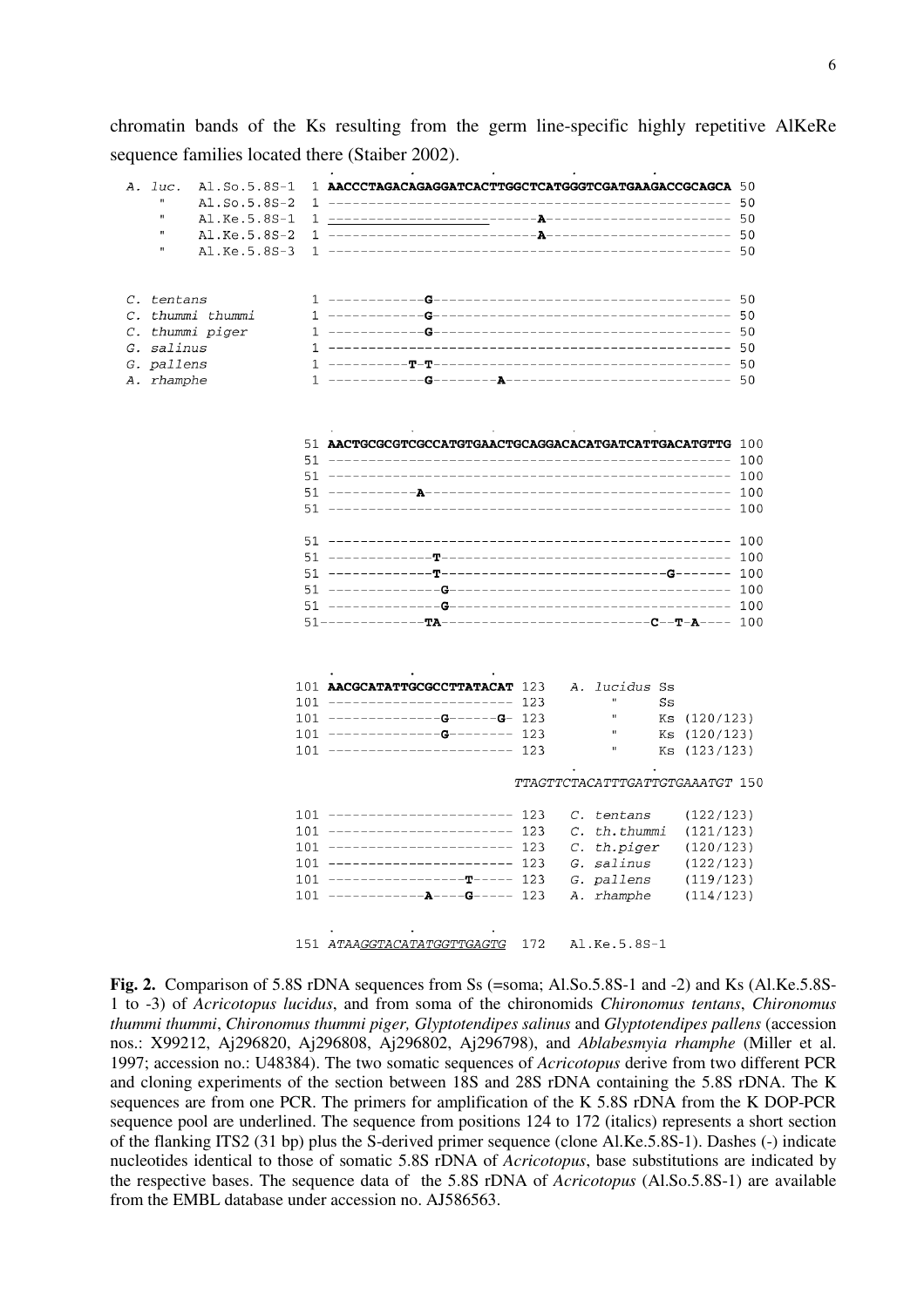chromatin bands of the Ks resulting from the germ line-specific highly repetitive AlKeRe sequence families located there (Staiber 2002).

```
A. luc.   Al.So.5.8S-1  1 AACCCTAGACAGAGGATCACTTGGCTCATGGGTCGATGAAGACCGCAGCA 50
   "      Al.So.5.8S-2  1 -------------------------------------------------- 50
   "      Al.Ke.5.8S-1  1 --------------------------A----------------------- 50
   "      Al.Ke.5.8S-2  1 --------------------------A----------------------- 50
   "      Al.Ke.5.8S-3  1 -------------------------------------------------- 50

C. tentans              1 ------------G------------------------------------- 50
C. thummi thummi        1 ------------G------------------------------------- 50
C. thummi piger         1 ------------G------------------------------------- 50
G. salinus              1 -------------------------------------------------- 50
G. pallens              1 ----------T-T------------------------------------- 50
A. rhamphe              1 ------------G--------A---------------------------- 50


                       51 AACTGCGCGTCGCCATGTGAACTGCAGGACACATGATCATTGACATGTTG 100
                       51 -------------------------------------------------- 100
                       51 -------------------------------------------------- 100
                       51 -----------A-------------------------------------- 100
                       51 -------------------------------------------------- 100

                       51 -------------------------------------------------- 100
                       51 -------------T------------------------------------ 100
                       51 -------------T----------------------------G------- 100
                       51 --------------G----------------------------------- 100
                       51 --------------G----------------------------------- 100
                       51 -------------TA-------------------------C--T-A---- 100


                      101 AACGCATATTGCGCCTTATACAT 123   A. lucidus Ss
                      101 ----------------------- 123       "      Ss
                      101 --------------G------G- 123       "      Ks (120/123)
                      101 --------------G-------- 123       "      Ks (120/123)
                      101 ----------------------- 123       "      Ks (123/123)

                                     TTAGTTCTACATTTGATTGTGAAATGT 150

                      101 ----------------------- 123   C. tentans    (122/123)
                      101 ----------------------- 123   C. th.thummi  (121/123)
                      101 ----------------------- 123   C. th.piger   (120/123)
                      101 ----------------------- 123   G. salinus    (122/123)
                      101 -----------------T----- 123   G. pallens    (119/123)
                      101 ------------A----G----- 123   A. rhamphe    (114/123)


                      151 ATAAGGTACATATGGTTGAGTG  172   Al.Ke.5.8S-1
```

**Fig. 2.** Comparison of 5.8S rDNA sequences from Ss (=soma; Al.So.5.8S-1 and -2) and Ks (Al.Ke.5.8S-1 to -3) of *Acricotopus lucidus*, and from soma of the chironomids *Chironomus tentans*, *Chironomus thummi thummi*, *Chironomus thummi piger, Glyptotendipes salinus* and *Glyptotendipes pallens* (accession nos.: X99212, Aj296820, Aj296808, Aj296802, Aj296798), and *Ablabesmyia rhamphe* (Miller et al. 1997; accession no.: U48384). The two somatic sequences of *Acricotopus* derive from two different PCR and cloning experiments of the section between 18S and 28S rDNA containing the 5.8S rDNA. The K sequences are from one PCR. The primers for amplification of the K 5.8S rDNA from the K DOP-PCR sequence pool are underlined. The sequence from positions 124 to 172 (italics) represents a short section of the flanking ITS2 (31 bp) plus the S-derived primer sequence (clone Al.Ke.5.8S-1). Dashes (-) indicate nucleotides identical to those of somatic 5.8S rDNA of *Acricotopus*, base substitutions are indicated by the respective bases. The sequence data of the 5.8S rDNA of *Acricotopus* (Al.So.5.8S-1) are available from the EMBL database under accession no. AJ586563.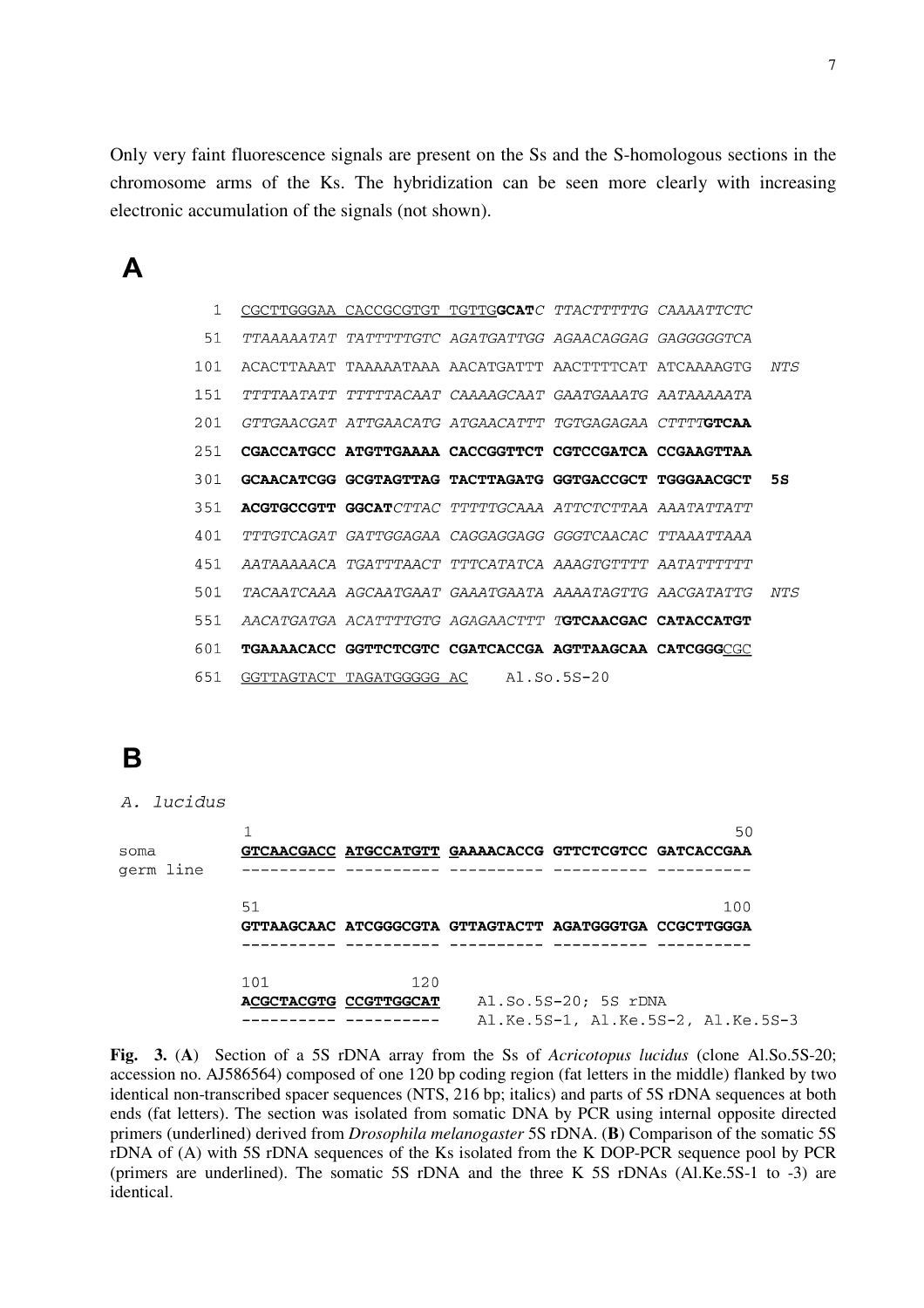Only very faint fluorescence signals are present on the Ss and the S-homologous sections in the chromosome arms of the Ks. The hybridization can be seen more clearly with increasing electronic accumulation of the signals (not shown).

**A**

```
  1  CGCTTGGGAA CACCGCGTGT TGTTGGCATC TTACTTTTTG CAAAATTCTC
 51  TTAAAAATAT TATTTTTGTC AGATGATTGG AGAACAGGAG GAGGGGGTCA
101  ACACTTAAAT TAAAAATAAA AACATGATTT AACTTTTCAT ATCAAAAGTG   NTS
151  TTTTAATATT TTTTTACAAT CAAAAGCAAT GAATGAAATG AATAAAAATA
201  GTTGAACGAT ATTGAACATG ATGAACATTT TGTGAGAGAA CTTTTGTCAA
251  CGACCATGCC ATGTTGAAAA CACCGGTTCT CGTCCGATCA CCGAAGTTAA
301  GCAACATCGG GCGTAGTTAG TACTTAGATG GGTGACCGCT TGGGAACGCT   5S
351  ACGTGCCGTT GGCATCTTAC TTTTTGCAAA ATTCTCTTAA AAATATTATT
401  TTTGTCAGAT GATTGGAGAA CAGGAGGAGG GGGTCAACAC TTAAATTAAA
451  AATAAAAACA TGATTTAACT TTTCATATCA AAAGTGTTTT AATATTTTTT
501  TACAATCAAA AGCAATGAAT GAAATGAATA AAAATAGTTG AACGATATTG   NTS
551  AACATGATGA ACATTTTGTG AGAGAACTTT TGTCAACGAC CATACCATGT
601  TGAAAACACC GGTTCTCGTC CGATCACCGA AGTTAAGCAA CATCGGGCGC
651  GGTTAGTACT TAGATGGGGG AC      Al.So.5S-20
```

**B**

*A. lucidus*

```
           1                                                 50
soma       GTCAACGACC ATGCCATGTT GAAAACACCG GTTCTCGTCC GATCACCGAA
germ line  ---------- ---------- ---------- ---------- ----------

           51                                               100
           GTTAAGCAAC ATCGGGCGTA GTTAGTACTT AGATGGGTGA CCGCTTGGGA
           ---------- ---------- ---------- ---------- ----------

           101             120
           ACGCTACGTG CCGTTGGCAT    Al.So.5S-20; 5S rDNA
           ---------- ----------    Al.Ke.5S-1, Al.Ke.5S-2, Al.Ke.5S-3
```

**Fig. 3.** (**A**) Section of a 5S rDNA array from the Ss of *Acricotopus lucidus* (clone Al.So.5S-20; accession no. AJ586564) composed of one 120 bp coding region (fat letters in the middle) flanked by two identical non-transcribed spacer sequences (NTS, 216 bp; italics) and parts of 5S rDNA sequences at both ends (fat letters). The section was isolated from somatic DNA by PCR using internal opposite directed primers (underlined) derived from *Drosophila melanogaster* 5S rDNA. (**B**) Comparison of the somatic 5S rDNA of (A) with 5S rDNA sequences of the Ks isolated from the K DOP-PCR sequence pool by PCR (primers are underlined). The somatic 5S rDNA and the three K 5S rDNAs (Al.Ke.5S-1 to -3) are identical.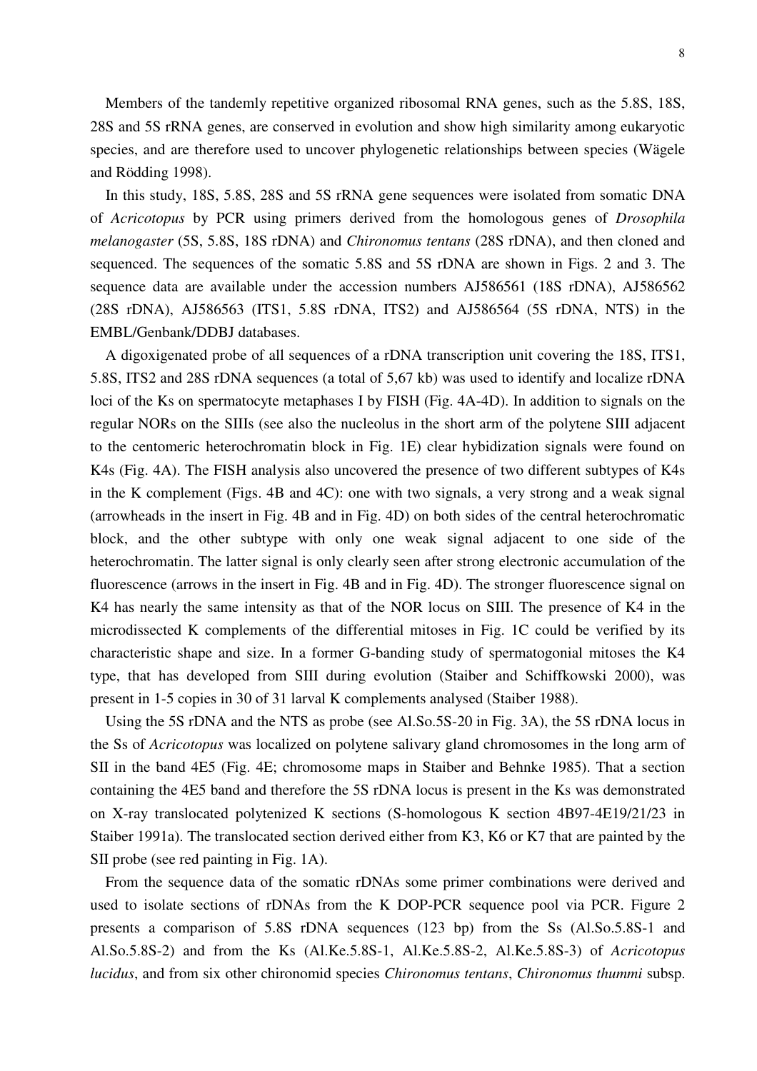Members of the tandemly repetitive organized ribosomal RNA genes, such as the 5.8S, 18S, 28S and 5S rRNA genes, are conserved in evolution and show high similarity among eukaryotic species, and are therefore used to uncover phylogenetic relationships between species (Wägele and Rödding 1998).

In this study, 18S, 5.8S, 28S and 5S rRNA gene sequences were isolated from somatic DNA of *Acricotopus* by PCR using primers derived from the homologous genes of *Drosophila melanogaster* (5S, 5.8S, 18S rDNA) and *Chironomus tentans* (28S rDNA), and then cloned and sequenced. The sequences of the somatic 5.8S and 5S rDNA are shown in Figs. 2 and 3. The sequence data are available under the accession numbers AJ586561 (18S rDNA), AJ586562 (28S rDNA), AJ586563 (ITS1, 5.8S rDNA, ITS2) and AJ586564 (5S rDNA, NTS) in the EMBL/Genbank/DDBJ databases.

A digoxigenated probe of all sequences of a rDNA transcription unit covering the 18S, ITS1, 5.8S, ITS2 and 28S rDNA sequences (a total of 5,67 kb) was used to identify and localize rDNA loci of the Ks on spermatocyte metaphases I by FISH (Fig. 4A-4D). In addition to signals on the regular NORs on the SIIIs (see also the nucleolus in the short arm of the polytene SIII adjacent to the centomeric heterochromatin block in Fig. 1E) clear hybidization signals were found on K4s (Fig. 4A). The FISH analysis also uncovered the presence of two different subtypes of K4s in the K complement (Figs. 4B and 4C): one with two signals, a very strong and a weak signal (arrowheads in the insert in Fig. 4B and in Fig. 4D) on both sides of the central heterochromatic block, and the other subtype with only one weak signal adjacent to one side of the heterochromatin. The latter signal is only clearly seen after strong electronic accumulation of the fluorescence (arrows in the insert in Fig. 4B and in Fig. 4D). The stronger fluorescence signal on K4 has nearly the same intensity as that of the NOR locus on SIII. The presence of K4 in the microdissected K complements of the differential mitoses in Fig. 1C could be verified by its characteristic shape and size. In a former G-banding study of spermatogonial mitoses the K4 type, that has developed from SIII during evolution (Staiber and Schiffkowski 2000), was present in 1-5 copies in 30 of 31 larval K complements analysed (Staiber 1988).

Using the 5S rDNA and the NTS as probe (see Al.So.5S-20 in Fig. 3A), the 5S rDNA locus in the Ss of *Acricotopus* was localized on polytene salivary gland chromosomes in the long arm of SII in the band 4E5 (Fig. 4E; chromosome maps in Staiber and Behnke 1985). That a section containing the 4E5 band and therefore the 5S rDNA locus is present in the Ks was demonstrated on X-ray translocated polytenized K sections (S-homologous K section 4B97-4E19/21/23 in Staiber 1991a). The translocated section derived either from K3, K6 or K7 that are painted by the SII probe (see red painting in Fig. 1A).

From the sequence data of the somatic rDNAs some primer combinations were derived and used to isolate sections of rDNAs from the K DOP-PCR sequence pool via PCR. Figure 2 presents a comparison of 5.8S rDNA sequences (123 bp) from the Ss (Al.So.5.8S-1 and Al.So.5.8S-2) and from the Ks (Al.Ke.5.8S-1, Al.Ke.5.8S-2, Al.Ke.5.8S-3) of *Acricotopus lucidus*, and from six other chironomid species *Chironomus tentans*, *Chironomus thummi* subsp.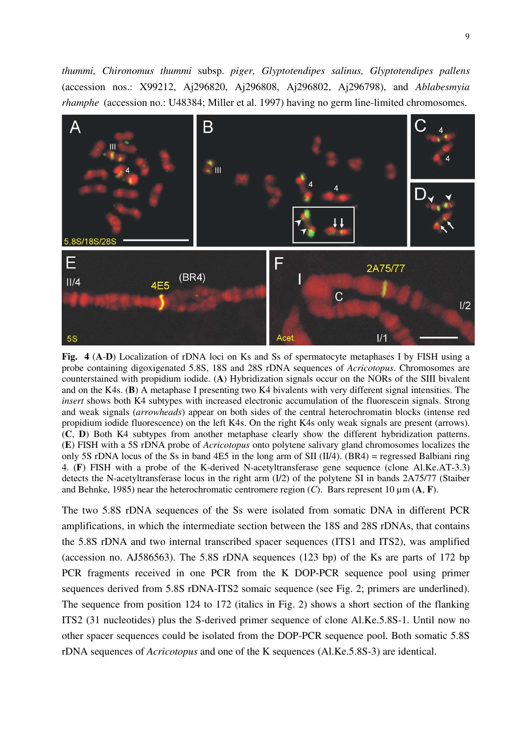*thummi, Chironomus thummi* subsp. *piger, Glyptotendipes salinus, Glyptotendipes pallens* (accession nos.: X99212, Aj296820, Aj296808, Aj296802, Aj296798), and *Ablabesmyia rhamphe* (accession no.: U48384; Miller et al. 1997) having no germ line-limited chromosomes.

**Fig. 4** (**A**-**D**) Localization of rDNA loci on Ks and Ss of spermatocyte metaphases I by FISH using a probe containing digoxigenated 5.8S, 18S and 28S rDNA sequences of *Acricotopus*. Chromosomes are counterstained with propidium iodide. (**A**) Hybridization signals occur on the NORs of the SIII bivalent and on the K4s. (**B**) A metaphase I presenting two K4 bivalents with very different signal intensities. The *insert* shows both K4 subtypes with increased electronic accumulation of the fluorescein signals. Strong and weak signals (*arrowheads*) appear on both sides of the central heterochromatin blocks (intense red propidium iodide fluorescence) on the left K4s. On the right K4s only weak signals are present (arrows). (**C**, **D**) Both K4 subtypes from another metaphase clearly show the different hybridization patterns. (**E**) FISH with a 5S rDNA probe of *Acricotopus* onto polytene salivary gland chromosomes localizes the only 5S rDNA locus of the Ss in band 4E5 in the long arm of SII (II/4). (BR4) = regressed Balbiani ring 4. (**F**) FISH with a probe of the K-derived N-acetyltransferase gene sequence (clone Al.Ke.AT-3.3) detects the N-acetyltransferase locus in the right arm (I/2) of the polytene SI in bands 2A75/77 (Staiber and Behnke, 1985) near the heterochromatic centromere region (*C*). Bars represent 10 µm (**A**, **F**).

The two 5.8S rDNA sequences of the Ss were isolated from somatic DNA in different PCR amplifications, in which the intermediate section between the 18S and 28S rDNAs, that contains the 5.8S rDNA and two internal transcribed spacer sequences (ITS1 and ITS2), was amplified (accession no. AJ586563). The 5.8S rDNA sequences (123 bp) of the Ks are parts of 172 bp PCR fragments received in one PCR from the K DOP-PCR sequence pool using primer sequences derived from 5.8S rDNA-ITS2 somaic sequence (see Fig. 2; primers are underlined). The sequence from position 124 to 172 (italics in Fig. 2) shows a short section of the flanking ITS2 (31 nucleotides) plus the S-derived primer sequence of clone Al.Ke.5.8S-1. Until now no other spacer sequences could be isolated from the DOP-PCR sequence pool. Both somatic 5.8S rDNA sequences of *Acricotopus* and one of the K sequences (Al.Ke.5.8S-3) are identical.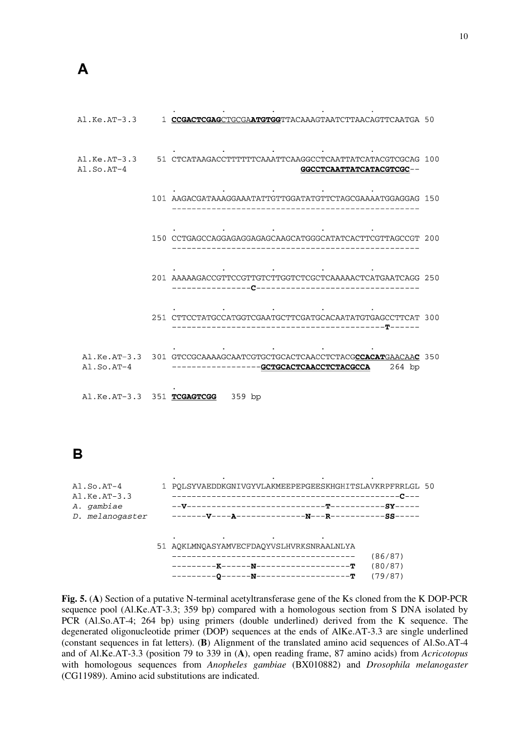**A**

```
                   .         .         .         .         .
Al.Ke.AT-3.3     1 CCGACTCGAGCTGCGAATGTGGTTACAAAGTAATCTTAACAGTTCAATGA 50

                   .         .         .         .         .
Al.Ke.AT-3.3    51 CTCATAAGACCTTTTTTCAAATTCAAGGCCTCAATTATCATACGTCGCAG 100
Al.So.AT-4                                    GGCCTCAATTATCATACGTCGC--

                   .         .         .         .         .
               101 AAGACGATAAAGGAAATATTGTTGGATATGTTCTAGCGAAAATGGAGGAG 150
                   --------------------------------------------------

                   .         .         .         .         .
               150 CCTGAGCCAGGAGAGGAGAGCAAGCATGGGCATATCACTTCGTTAGCCGT 200
                   --------------------------------------------------

                   .         .         .         .         .
               201 AAAAAGACCGTTCCGTTGTCTTGGTCTCGCTCAAAAACTCATGAATCAGG 250
                   ----------------C---------------------------------

                   .         .         .         .         .
               251 CTTCCTATGCCATGGTCGAATGCTTCGATGCACAATATGTGAGCCTTCAT 300
                   ------------------------------------------T------

                   .         .         .         .         .
Al.Ke.AT-3.3   301 GTCCGCAAAAGCAATCGTGCTGCACTCAACCTCTACGCCACATGAACAAC 350
Al.So.AT-4         ------------------GCTGCACTCAACCTCTACGCCA    264 bp

                   .
Al.Ke.AT-3.3   351 TCGAGTCGG   359 bp
```

**B**

```
                   .         .         .         .         .
Al.So.AT-4       1 PQLSYVAEDDKGNIVGYVLAKMEEPEPGEESKHGHITSLAVKRPFRRLGL 50
Al.Ke.AT-3.3       ---------------------------------------------C---
A. gambiae         --V----------------------------T-----------SY-----
D. melanogaster    -------V----A--------------N---R-----------SS-----

                   .         .         .         .
                51 AQKLMNQASYAMVECFDAQYVSLHVRKSNRAALNLYA
                   -------------------------------------   (86/87)
                   ---------K------N-------------------T   (80/87)
                   ---------Q------N-------------------T   (79/87)
```

**Fig. 5.** (**A**) Section of a putative N-terminal acetyltransferase gene of the Ks cloned from the K DOP-PCR sequence pool (Al.Ke.AT-3.3; 359 bp) compared with a homologous section from S DNA isolated by PCR (Al.So.AT-4; 264 bp) using primers (double underlined) derived from the K sequence. The degenerated oligonucleotide primer (DOP) sequences at the ends of AlKe.AT-3.3 are single underlined (constant sequences in fat letters). (**B**) Alignment of the translated amino acid sequences of Al.So.AT-4 and of Al.Ke.AT-3.3 (position 79 to 339 in (**A**), open reading frame, 87 amino acids) from *Acricotopus* with homologous sequences from *Anopheles gambiae* (BX010882) and *Drosophila melanogaster* (CG11989). Amino acid substitutions are indicated.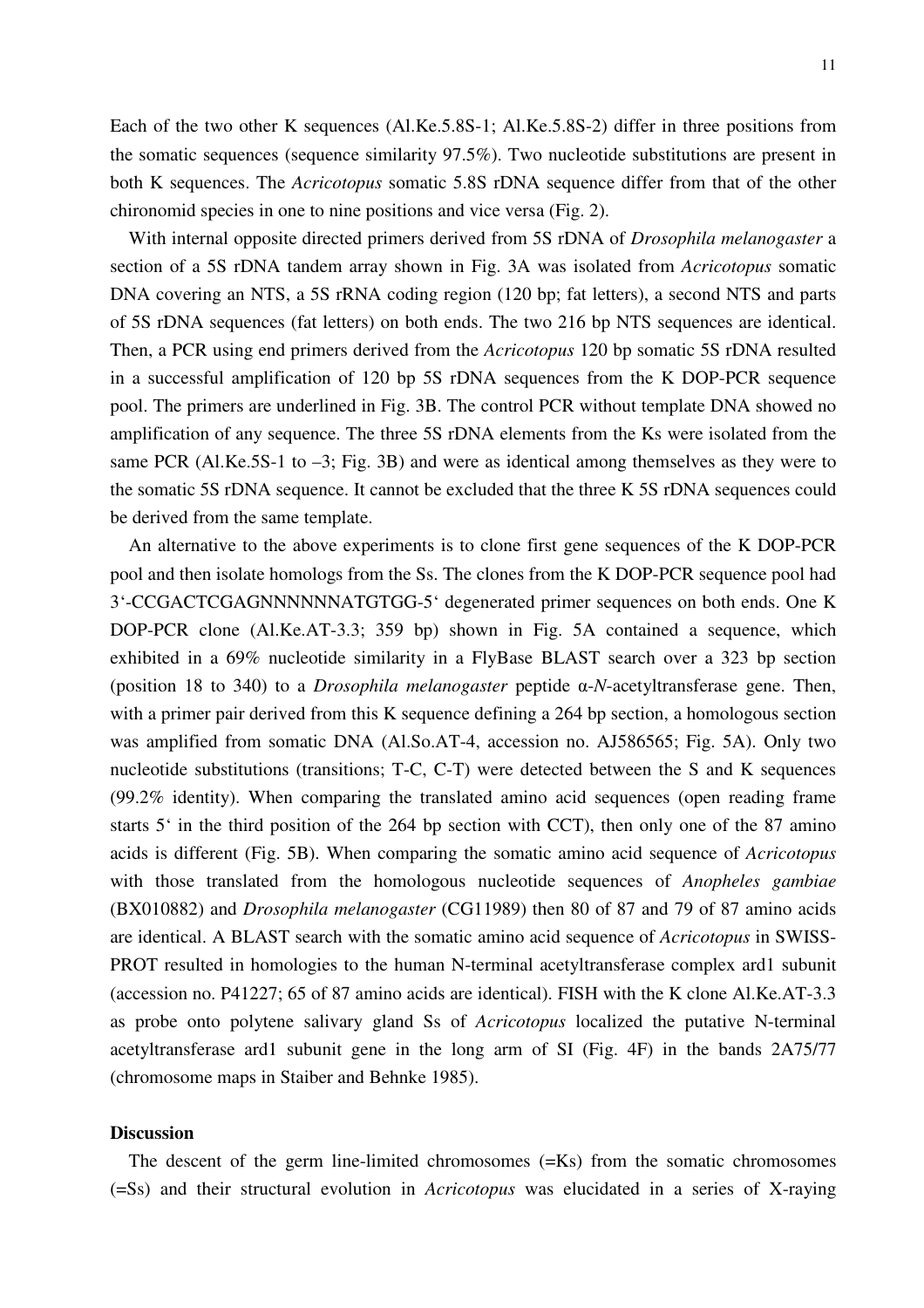Each of the two other K sequences (Al.Ke.5.8S-1; Al.Ke.5.8S-2) differ in three positions from the somatic sequences (sequence similarity 97.5%). Two nucleotide substitutions are present in both K sequences. The *Acricotopus* somatic 5.8S rDNA sequence differ from that of the other chironomid species in one to nine positions and vice versa (Fig. 2).

With internal opposite directed primers derived from 5S rDNA of *Drosophila melanogaster* a section of a 5S rDNA tandem array shown in Fig. 3A was isolated from *Acricotopus* somatic DNA covering an NTS, a 5S rRNA coding region (120 bp; fat letters), a second NTS and parts of 5S rDNA sequences (fat letters) on both ends. The two 216 bp NTS sequences are identical. Then, a PCR using end primers derived from the *Acricotopus* 120 bp somatic 5S rDNA resulted in a successful amplification of 120 bp 5S rDNA sequences from the K DOP-PCR sequence pool. The primers are underlined in Fig. 3B. The control PCR without template DNA showed no amplification of any sequence. The three 5S rDNA elements from the Ks were isolated from the same PCR (Al.Ke.5S-1 to –3; Fig. 3B) and were as identical among themselves as they were to the somatic 5S rDNA sequence. It cannot be excluded that the three K 5S rDNA sequences could be derived from the same template.

An alternative to the above experiments is to clone first gene sequences of the K DOP-PCR pool and then isolate homologs from the Ss. The clones from the K DOP-PCR sequence pool had 3'-CCGACTCGAGNNNNNNATGTGG-5' degenerated primer sequences on both ends. One K DOP-PCR clone (Al.Ke.AT-3.3; 359 bp) shown in Fig. 5A contained a sequence, which exhibited in a 69% nucleotide similarity in a FlyBase BLAST search over a 323 bp section (position 18 to 340) to a *Drosophila melanogaster* peptide α-*N*-acetyltransferase gene. Then, with a primer pair derived from this K sequence defining a 264 bp section, a homologous section was amplified from somatic DNA (Al.So.AT-4, accession no. AJ586565; Fig. 5A). Only two nucleotide substitutions (transitions; T-C, C-T) were detected between the S and K sequences (99.2% identity). When comparing the translated amino acid sequences (open reading frame starts 5' in the third position of the 264 bp section with CCT), then only one of the 87 amino acids is different (Fig. 5B). When comparing the somatic amino acid sequence of *Acricotopus* with those translated from the homologous nucleotide sequences of *Anopheles gambiae* (BX010882) and *Drosophila melanogaster* (CG11989) then 80 of 87 and 79 of 87 amino acids are identical. A BLAST search with the somatic amino acid sequence of *Acricotopus* in SWISS-PROT resulted in homologies to the human N-terminal acetyltransferase complex ard1 subunit (accession no. P41227; 65 of 87 amino acids are identical). FISH with the K clone Al.Ke.AT-3.3 as probe onto polytene salivary gland Ss of *Acricotopus* localized the putative N-terminal acetyltransferase ard1 subunit gene in the long arm of SI (Fig. 4F) in the bands 2A75/77 (chromosome maps in Staiber and Behnke 1985).

## Discussion

The descent of the germ line-limited chromosomes (=Ks) from the somatic chromosomes (=Ss) and their structural evolution in *Acricotopus* was elucidated in a series of X-raying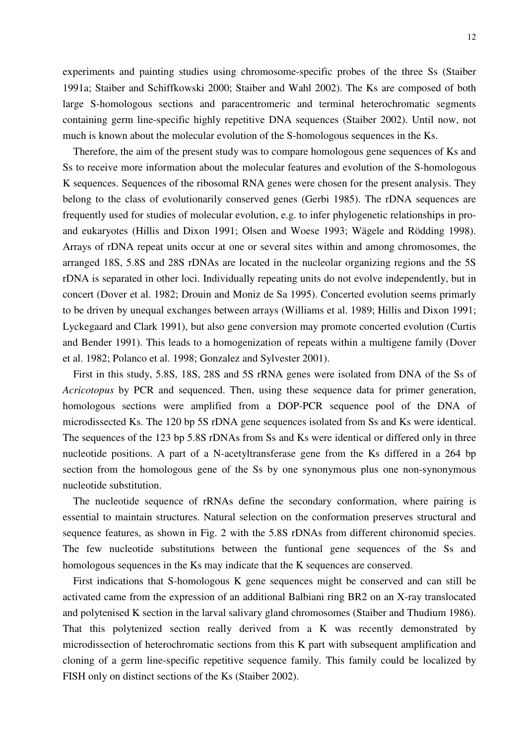experiments and painting studies using chromosome-specific probes of the three Ss (Staiber 1991a; Staiber and Schiffkowski 2000; Staiber and Wahl 2002). The Ks are composed of both large S-homologous sections and paracentromeric and terminal heterochromatic segments containing germ line-specific highly repetitive DNA sequences (Staiber 2002). Until now, not much is known about the molecular evolution of the S-homologous sequences in the Ks.

Therefore, the aim of the present study was to compare homologous gene sequences of Ks and Ss to receive more information about the molecular features and evolution of the S-homologous K sequences. Sequences of the ribosomal RNA genes were chosen for the present analysis. They belong to the class of evolutionarily conserved genes (Gerbi 1985). The rDNA sequences are frequently used for studies of molecular evolution, e.g. to infer phylogenetic relationships in pro- and eukaryotes (Hillis and Dixon 1991; Olsen and Woese 1993; Wägele and Rödding 1998). Arrays of rDNA repeat units occur at one or several sites within and among chromosomes, the arranged 18S, 5.8S and 28S rDNAs are located in the nucleolar organizing regions and the 5S rDNA is separated in other loci. Individually repeating units do not evolve independently, but in concert (Dover et al. 1982; Drouin and Moniz de Sa 1995). Concerted evolution seems primarly to be driven by unequal exchanges between arrays (Williams et al. 1989; Hillis and Dixon 1991; Lyckegaard and Clark 1991), but also gene conversion may promote concerted evolution (Curtis and Bender 1991). This leads to a homogenization of repeats within a multigene family (Dover et al. 1982; Polanco et al. 1998; Gonzalez and Sylvester 2001).

First in this study, 5.8S, 18S, 28S and 5S rRNA genes were isolated from DNA of the Ss of *Acricotopus* by PCR and sequenced. Then, using these sequence data for primer generation, homologous sections were amplified from a DOP-PCR sequence pool of the DNA of microdissected Ks. The 120 bp 5S rDNA gene sequences isolated from Ss and Ks were identical. The sequences of the 123 bp 5.8S rDNAs from Ss and Ks were identical or differed only in three nucleotide positions. A part of a N-acetyltransferase gene from the Ks differed in a 264 bp section from the homologous gene of the Ss by one synonymous plus one non-synonymous nucleotide substitution.

The nucleotide sequence of rRNAs define the secondary conformation, where pairing is essential to maintain structures. Natural selection on the conformation preserves structural and sequence features, as shown in Fig. 2 with the 5.8S rDNAs from different chironomid species. The few nucleotide substitutions between the funtional gene sequences of the Ss and homologous sequences in the Ks may indicate that the K sequences are conserved.

First indications that S-homologous K gene sequences might be conserved and can still be activated came from the expression of an additional Balbiani ring BR2 on an X-ray translocated and polytenised K section in the larval salivary gland chromosomes (Staiber and Thudium 1986). That this polytenized section really derived from a K was recently demonstrated by microdissection of heterochromatic sections from this K part with subsequent amplification and cloning of a germ line-specific repetitive sequence family. This family could be localized by FISH only on distinct sections of the Ks (Staiber 2002).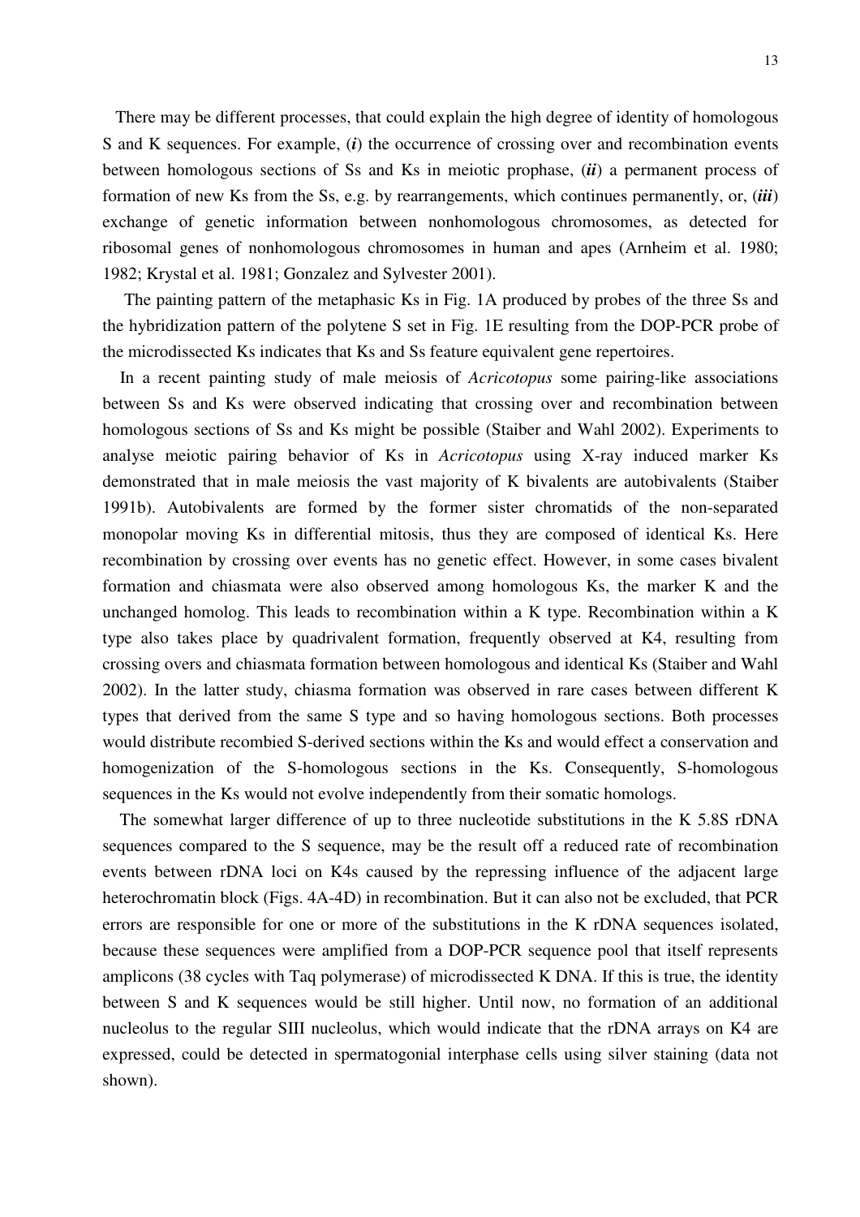There may be different processes, that could explain the high degree of identity of homologous S and K sequences. For example, (***i***) the occurrence of crossing over and recombination events between homologous sections of Ss and Ks in meiotic prophase, (***ii***) a permanent process of formation of new Ks from the Ss, e.g. by rearrangements, which continues permanently, or, (***iii***) exchange of genetic information between nonhomologous chromosomes, as detected for ribosomal genes of nonhomologous chromosomes in human and apes (Arnheim et al. 1980; 1982; Krystal et al. 1981; Gonzalez and Sylvester 2001).

The painting pattern of the metaphasic Ks in Fig. 1A produced by probes of the three Ss and the hybridization pattern of the polytene S set in Fig. 1E resulting from the DOP-PCR probe of the microdissected Ks indicates that Ks and Ss feature equivalent gene repertoires.

In a recent painting study of male meiosis of *Acricotopus* some pairing-like associations between Ss and Ks were observed indicating that crossing over and recombination between homologous sections of Ss and Ks might be possible (Staiber and Wahl 2002). Experiments to analyse meiotic pairing behavior of Ks in *Acricotopus* using X-ray induced marker Ks demonstrated that in male meiosis the vast majority of K bivalents are autobivalents (Staiber 1991b). Autobivalents are formed by the former sister chromatids of the non-separated monopolar moving Ks in differential mitosis, thus they are composed of identical Ks. Here recombination by crossing over events has no genetic effect. However, in some cases bivalent formation and chiasmata were also observed among homologous Ks, the marker K and the unchanged homolog. This leads to recombination within a K type. Recombination within a K type also takes place by quadrivalent formation, frequently observed at K4, resulting from crossing overs and chiasmata formation between homologous and identical Ks (Staiber and Wahl 2002). In the latter study, chiasma formation was observed in rare cases between different K types that derived from the same S type and so having homologous sections. Both processes would distribute recombied S-derived sections within the Ks and would effect a conservation and homogenization of the S-homologous sections in the Ks. Consequently, S-homologous sequences in the Ks would not evolve independently from their somatic homologs.

The somewhat larger difference of up to three nucleotide substitutions in the K 5.8S rDNA sequences compared to the S sequence, may be the result off a reduced rate of recombination events between rDNA loci on K4s caused by the repressing influence of the adjacent large heterochromatin block (Figs. 4A-4D) in recombination. But it can also not be excluded, that PCR errors are responsible for one or more of the substitutions in the K rDNA sequences isolated, because these sequences were amplified from a DOP-PCR sequence pool that itself represents amplicons (38 cycles with Taq polymerase) of microdissected K DNA. If this is true, the identity between S and K sequences would be still higher. Until now, no formation of an additional nucleolus to the regular SIII nucleolus, which would indicate that the rDNA arrays on K4 are expressed, could be detected in spermatogonial interphase cells using silver staining (data not shown).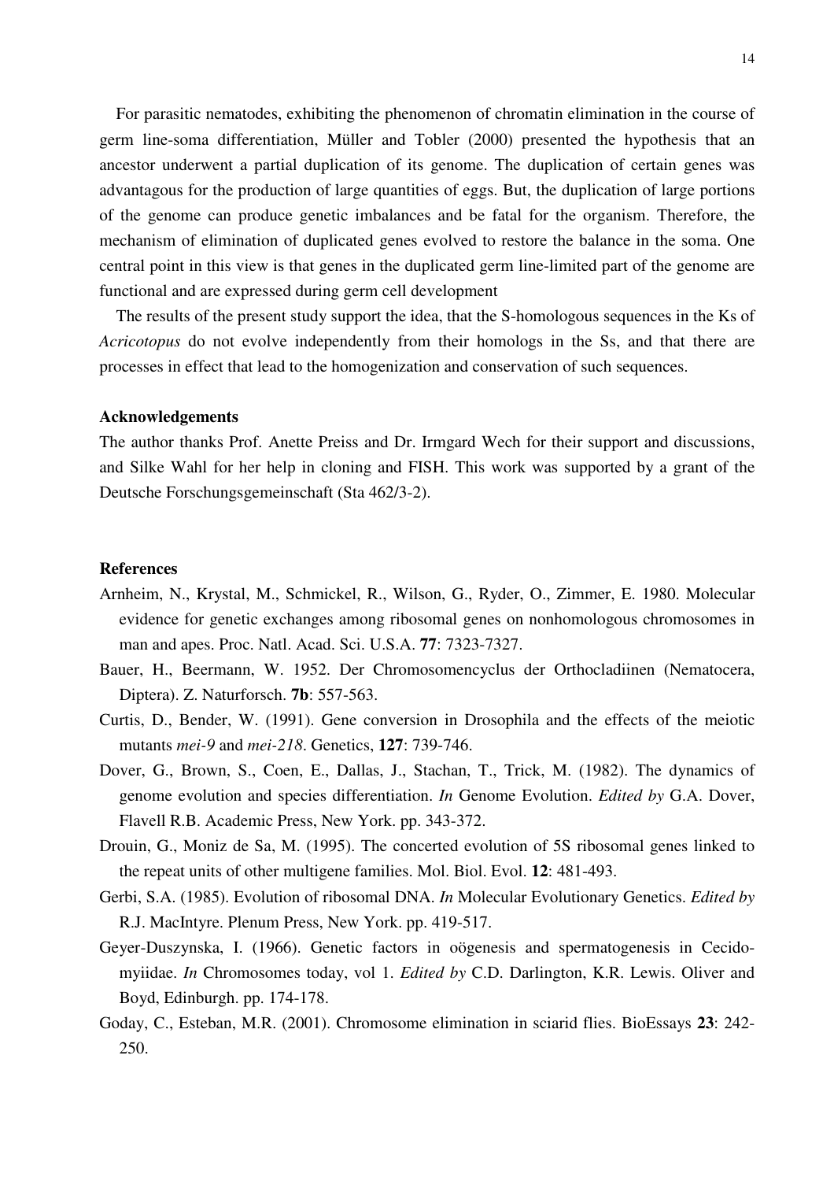For parasitic nematodes, exhibiting the phenomenon of chromatin elimination in the course of germ line-soma differentiation, Müller and Tobler (2000) presented the hypothesis that an ancestor underwent a partial duplication of its genome. The duplication of certain genes was advantagous for the production of large quantities of eggs. But, the duplication of large portions of the genome can produce genetic imbalances and be fatal for the organism. Therefore, the mechanism of elimination of duplicated genes evolved to restore the balance in the soma. One central point in this view is that genes in the duplicated germ line-limited part of the genome are functional and are expressed during germ cell development

The results of the present study support the idea, that the S-homologous sequences in the Ks of *Acricotopus* do not evolve independently from their homologs in the Ss, and that there are processes in effect that lead to the homogenization and conservation of such sequences.

### Acknowledgements

The author thanks Prof. Anette Preiss and Dr. Irmgard Wech for their support and discussions, and Silke Wahl for her help in cloning and FISH. This work was supported by a grant of the Deutsche Forschungsgemeinschaft (Sta 462/3-2).

### References

Arnheim, N., Krystal, M., Schmickel, R., Wilson, G., Ryder, O., Zimmer, E. 1980. Molecular evidence for genetic exchanges among ribosomal genes on nonhomologous chromosomes in man and apes. Proc. Natl. Acad. Sci. U.S.A. **77**: 7323-7327.

Bauer, H., Beermann, W. 1952. Der Chromosomencyclus der Orthocladiinen (Nematocera, Diptera). Z. Naturforsch. **7b**: 557-563.

Curtis, D., Bender, W. (1991). Gene conversion in Drosophila and the effects of the meiotic mutants *mei-9* and *mei-218*. Genetics, **127**: 739-746.

Dover, G., Brown, S., Coen, E., Dallas, J., Stachan, T., Trick, M. (1982). The dynamics of genome evolution and species differentiation. *In* Genome Evolution. *Edited by* G.A. Dover, Flavell R.B. Academic Press, New York. pp. 343-372.

Drouin, G., Moniz de Sa, M. (1995). The concerted evolution of 5S ribosomal genes linked to the repeat units of other multigene families. Mol. Biol. Evol. **12**: 481-493.

Gerbi, S.A. (1985). Evolution of ribosomal DNA. *In* Molecular Evolutionary Genetics. *Edited by* R.J. MacIntyre. Plenum Press, New York. pp. 419-517.

Geyer-Duszynska, I. (1966). Genetic factors in oögenesis and spermatogenesis in Cecidomyiidae. *In* Chromosomes today, vol 1. *Edited by* C.D. Darlington, K.R. Lewis. Oliver and Boyd, Edinburgh. pp. 174-178.

Goday, C., Esteban, M.R. (2001). Chromosome elimination in sciarid flies. BioEssays **23**: 242-250.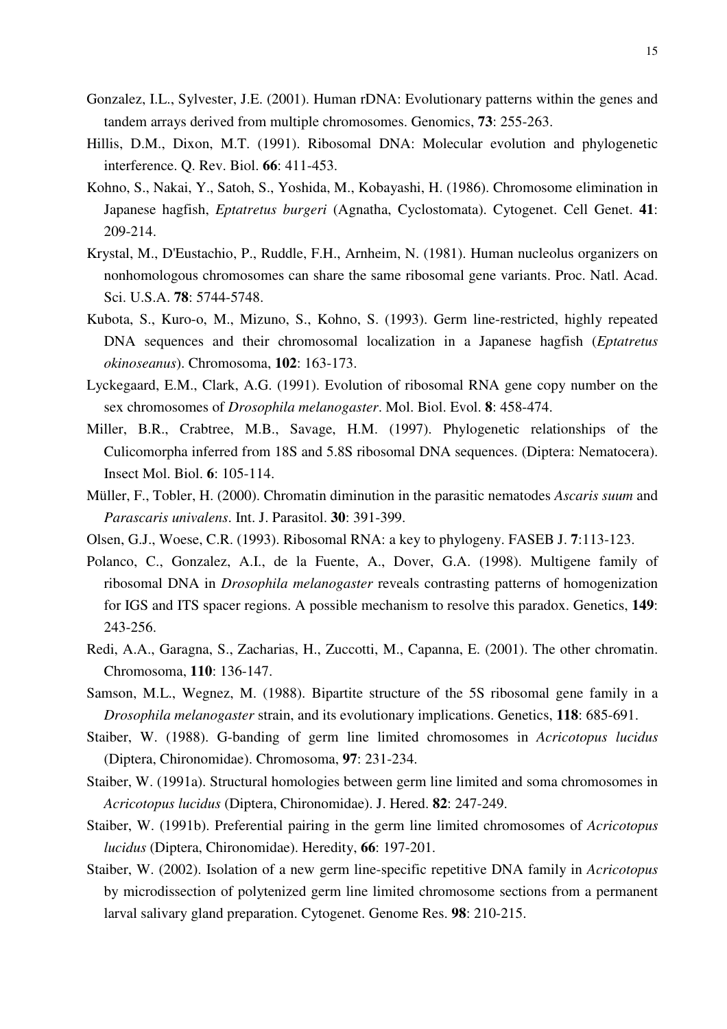Gonzalez, I.L., Sylvester, J.E. (2001). Human rDNA: Evolutionary patterns within the genes and tandem arrays derived from multiple chromosomes. Genomics, **73**: 255-263.

Hillis, D.M., Dixon, M.T. (1991). Ribosomal DNA: Molecular evolution and phylogenetic interference. Q. Rev. Biol. **66**: 411-453.

Kohno, S., Nakai, Y., Satoh, S., Yoshida, M., Kobayashi, H. (1986). Chromosome elimination in Japanese hagfish, *Eptatretus burgeri* (Agnatha, Cyclostomata). Cytogenet. Cell Genet. **41**: 209-214.

Krystal, M., D'Eustachio, P., Ruddle, F.H., Arnheim, N. (1981). Human nucleolus organizers on nonhomologous chromosomes can share the same ribosomal gene variants. Proc. Natl. Acad. Sci. U.S.A. **78**: 5744-5748.

Kubota, S., Kuro-o, M., Mizuno, S., Kohno, S. (1993). Germ line-restricted, highly repeated DNA sequences and their chromosomal localization in a Japanese hagfish (*Eptatretus okinoseanus*). Chromosoma, **102**: 163-173.

Lyckegaard, E.M., Clark, A.G. (1991). Evolution of ribosomal RNA gene copy number on the sex chromosomes of *Drosophila melanogaster*. Mol. Biol. Evol. **8**: 458-474.

Miller, B.R., Crabtree, M.B., Savage, H.M. (1997). Phylogenetic relationships of the Culicomorpha inferred from 18S and 5.8S ribosomal DNA sequences. (Diptera: Nematocera). Insect Mol. Biol. **6**: 105-114.

Müller, F., Tobler, H. (2000). Chromatin diminution in the parasitic nematodes *Ascaris suum* and *Parascaris univalens*. Int. J. Parasitol. **30**: 391-399.

Olsen, G.J., Woese, C.R. (1993). Ribosomal RNA: a key to phylogeny. FASEB J. **7**:113-123.

Polanco, C., Gonzalez, A.I., de la Fuente, A., Dover, G.A. (1998). Multigene family of ribosomal DNA in *Drosophila melanogaster* reveals contrasting patterns of homogenization for IGS and ITS spacer regions. A possible mechanism to resolve this paradox. Genetics, **149**: 243-256.

Redi, A.A., Garagna, S., Zacharias, H., Zuccotti, M., Capanna, E. (2001). The other chromatin. Chromosoma, **110**: 136-147.

Samson, M.L., Wegnez, M. (1988). Bipartite structure of the 5S ribosomal gene family in a *Drosophila melanogaster* strain, and its evolutionary implications. Genetics, **118**: 685-691.

Staiber, W. (1988). G-banding of germ line limited chromosomes in *Acricotopus lucidus* (Diptera, Chironomidae). Chromosoma, **97**: 231-234.

Staiber, W. (1991a). Structural homologies between germ line limited and soma chromosomes in *Acricotopus lucidus* (Diptera, Chironomidae). J. Hered. **82**: 247-249.

Staiber, W. (1991b). Preferential pairing in the germ line limited chromosomes of *Acricotopus lucidus* (Diptera, Chironomidae). Heredity, **66**: 197-201.

Staiber, W. (2002). Isolation of a new germ line-specific repetitive DNA family in *Acricotopus* by microdissection of polytenized germ line limited chromosome sections from a permanent larval salivary gland preparation. Cytogenet. Genome Res. **98**: 210-215.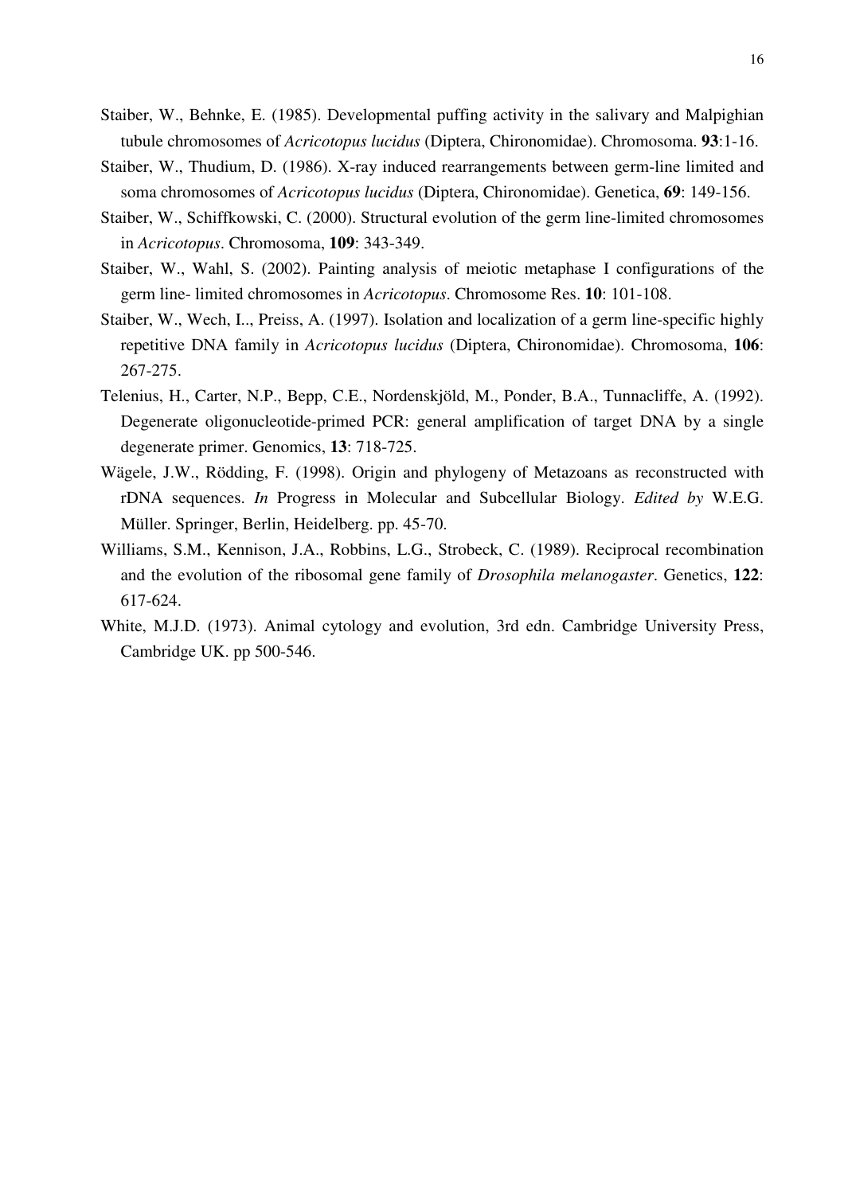Staiber, W., Behnke, E. (1985). Developmental puffing activity in the salivary and Malpighian tubule chromosomes of *Acricotopus lucidus* (Diptera, Chironomidae). Chromosoma. **93**:1-16.

Staiber, W., Thudium, D. (1986). X-ray induced rearrangements between germ-line limited and soma chromosomes of *Acricotopus lucidus* (Diptera, Chironomidae). Genetica, **69**: 149-156.

Staiber, W., Schiffkowski, C. (2000). Structural evolution of the germ line-limited chromosomes in *Acricotopus*. Chromosoma, **109**: 343-349.

Staiber, W., Wahl, S. (2002). Painting analysis of meiotic metaphase I configurations of the germ line- limited chromosomes in *Acricotopus*. Chromosome Res. **10**: 101-108.

Staiber, W., Wech, I.., Preiss, A. (1997). Isolation and localization of a germ line-specific highly repetitive DNA family in *Acricotopus lucidus* (Diptera, Chironomidae). Chromosoma, **106**: 267-275.

Telenius, H., Carter, N.P., Bepp, C.E., Nordenskjöld, M., Ponder, B.A., Tunnacliffe, A. (1992). Degenerate oligonucleotide-primed PCR: general amplification of target DNA by a single degenerate primer. Genomics, **13**: 718-725.

Wägele, J.W., Rödding, F. (1998). Origin and phylogeny of Metazoans as reconstructed with rDNA sequences. *In* Progress in Molecular and Subcellular Biology. *Edited by* W.E.G. Müller. Springer, Berlin, Heidelberg. pp. 45-70.

Williams, S.M., Kennison, J.A., Robbins, L.G., Strobeck, C. (1989). Reciprocal recombination and the evolution of the ribosomal gene family of *Drosophila melanogaster*. Genetics, **122**: 617-624.

White, M.J.D. (1973). Animal cytology and evolution, 3rd edn. Cambridge University Press, Cambridge UK. pp 500-546.